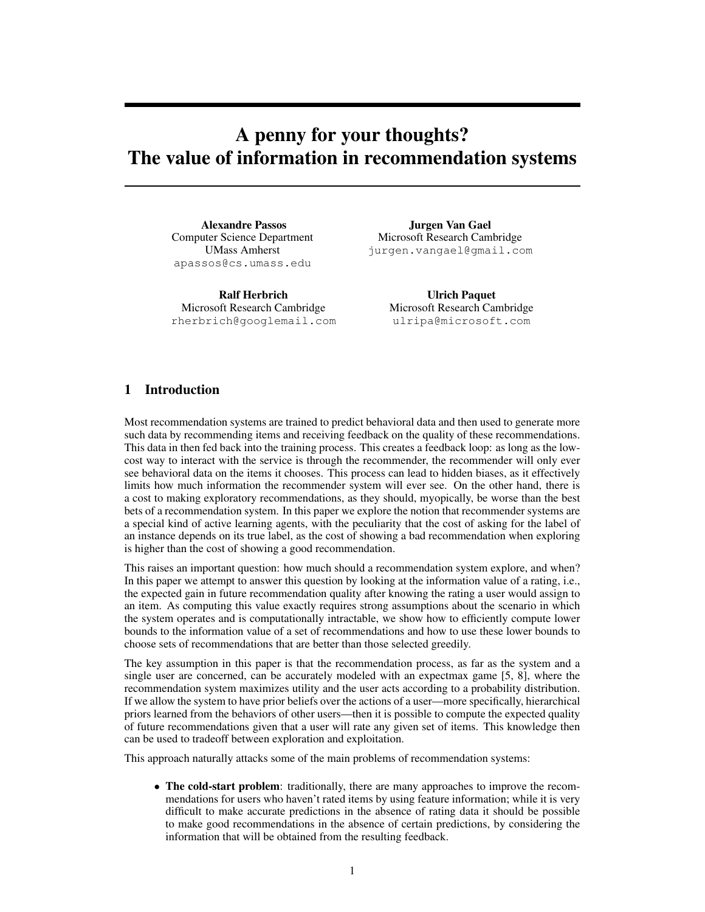# A penny for your thoughts? The value of information in recommendation systems

**Alexandre Passos**
Computer Science Department
UMass Amherst
apassos@cs.umass.edu

**Jurgen Van Gael**
Microsoft Research Cambridge
jurgen.vangael@gmail.com

**Ralf Herbrich**
Microsoft Research Cambridge
rherbrich@googlemail.com

**Ulrich Paquet**
Microsoft Research Cambridge
ulripa@microsoft.com

## 1 Introduction

Most recommendation systems are trained to predict behavioral data and then used to generate more such data by recommending items and receiving feedback on the quality of these recommendations. This data in then fed back into the training process. This creates a feedback loop: as long as the low-cost way to interact with the service is through the recommender, the recommender will only ever see behavioral data on the items it chooses. This process can lead to hidden biases, as it effectively limits how much information the recommender system will ever see. On the other hand, there is a cost to making exploratory recommendations, as they should, myopically, be worse than the best bets of a recommendation system. In this paper we explore the notion that recommender systems are a special kind of active learning agents, with the peculiarity that the cost of asking for the label of an instance depends on its true label, as the cost of showing a bad recommendation when exploring is higher than the cost of showing a good recommendation.

This raises an important question: how much should a recommendation system explore, and when? In this paper we attempt to answer this question by looking at the information value of a rating, i.e., the expected gain in future recommendation quality after knowing the rating a user would assign to an item. As computing this value exactly requires strong assumptions about the scenario in which the system operates and is computationally intractable, we show how to efficiently compute lower bounds to the information value of a set of recommendations and how to use these lower bounds to choose sets of recommendations that are better than those selected greedily.

The key assumption in this paper is that the recommendation process, as far as the system and a single user are concerned, can be accurately modeled with an expectmax game [5, 8], where the recommendation system maximizes utility and the user acts according to a probability distribution. If we allow the system to have prior beliefs over the actions of a user—more specifically, hierarchical priors learned from the behaviors of other users—then it is possible to compute the expected quality of future recommendations given that a user will rate any given set of items. This knowledge then can be used to tradeoff between exploration and exploitation.

This approach naturally attacks some of the main problems of recommendation systems:

- **The cold-start problem**: traditionally, there are many approaches to improve the recommendations for users who haven't rated items by using feature information; while it is very difficult to make accurate predictions in the absence of rating data it should be possible to make good recommendations in the absence of certain predictions, by considering the information that will be obtained from the resulting feedback.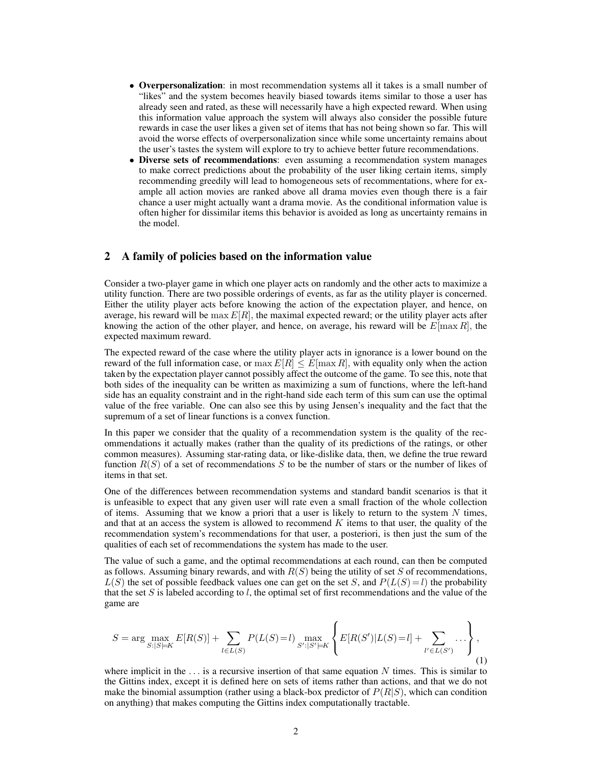- **Overpersonalization**: in most recommendation systems all it takes is a small number of "likes" and the system becomes heavily biased towards items similar to those a user has already seen and rated, as these will necessarily have a high expected reward. When using this information value approach the system will always also consider the possible future rewards in case the user likes a given set of items that has not being shown so far. This will avoid the worse effects of overpersonalization since while some uncertainty remains about the user's tastes the system will explore to try to achieve better future recommendations.
- **Diverse sets of recommendations**: even assuming a recommendation system manages to make correct predictions about the probability of the user liking certain items, simply recommending greedily will lead to homogeneous sets of recommentations, where for example all action movies are ranked above all drama movies even though there is a fair chance a user might actually want a drama movie. As the conditional information value is often higher for dissimilar items this behavior is avoided as long as uncertainty remains in the model.

## 2 A family of policies based on the information value

Consider a two-player game in which one player acts on randomly and the other acts to maximize a utility function. There are two possible orderings of events, as far as the utility player is concerned. Either the utility player acts before knowing the action of the expectation player, and hence, on average, his reward will be $\max E[R]$, the maximal expected reward; or the utility player acts after knowing the action of the other player, and hence, on average, his reward will be $E[\max R]$, the expected maximum reward.

The expected reward of the case where the utility player acts in ignorance is a lower bound on the reward of the full information case, or $\max E[R] \leq E[\max R]$, with equality only when the action taken by the expectation player cannot possibly affect the outcome of the game. To see this, note that both sides of the inequality can be written as maximizing a sum of functions, where the left-hand side has an equality constraint and in the right-hand side each term of this sum can use the optimal value of the free variable. One can also see this by using Jensen's inequality and the fact that the supremum of a set of linear functions is a convex function.

In this paper we consider that the quality of a recommendation system is the quality of the recommendations it actually makes (rather than the quality of its predictions of the ratings, or other common measures). Assuming star-rating data, or like-dislike data, then, we define the true reward function $R(S)$ of a set of recommendations $S$ to be the number of stars or the number of likes of items in that set.

One of the differences between recommendation systems and standard bandit scenarios is that it is unfeasible to expect that any given user will rate even a small fraction of the whole collection of items. Assuming that we know a priori that a user is likely to return to the system $N$ times, and that at an access the system is allowed to recommend $K$ items to that user, the quality of the recommendation system's recommendations for that user, a posteriori, is then just the sum of the qualities of each set of recommendations the system has made to the user.

The value of such a game, and the optimal recommendations at each round, can then be computed as follows. Assuming binary rewards, and with $R(S)$ being the utility of set $S$ of recommendations, $L(S)$ the set of possible feedback values one can get on the set $S$, and $P(L(S)=l)$ the probability that the set $S$ is labeled according to $l$, the optimal set of first recommendations and the value of the game are

$$S = \arg \max_{S:|S|=K} E[R(S)] + \sum_{l \in L(S)} P(L(S)=l) \max_{S':|S'|=K} \left\{ E[R(S')|L(S)=l] + \sum_{l' \in L(S')} \dots \right\}, \tag{1}$$

where implicit in the $\dots$ is a recursive insertion of that same equation $N$ times. This is similar to the Gittins index, except it is defined here on sets of items rather than actions, and that we do not make the binomial assumption (rather using a black-box predictor of $P(R|S)$, which can condition on anything) that makes computing the Gittins index computationally tractable.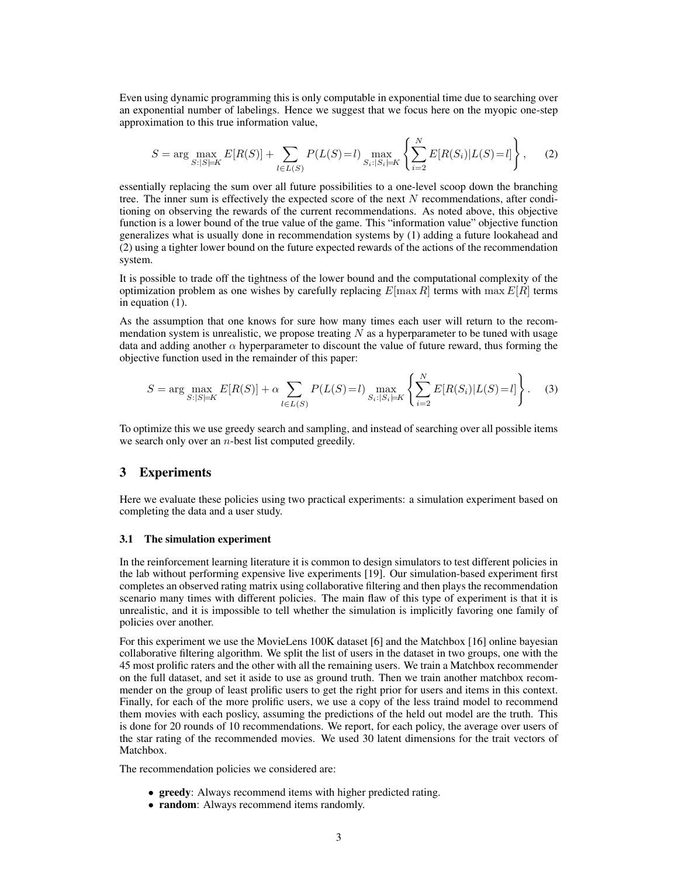Even using dynamic programming this is only computable in exponential time due to searching over an exponential number of labelings. Hence we suggest that we focus here on the myopic one-step approximation to this true information value,

$$S = \arg\max_{S:|S|=K} E[R(S)] + \sum_{l \in L(S)} P(L(S)=l) \max_{S_i:|S_i|=K} \left\{ \sum_{i=2}^{N} E[R(S_i)|L(S)=l] \right\}, \quad (2)$$

essentially replacing the sum over all future possibilities to a one-level scoop down the branching tree. The inner sum is effectively the expected score of the next $N$ recommendations, after conditioning on observing the rewards of the current recommendations. As noted above, this objective function is a lower bound of the true value of the game. This "information value" objective function generalizes what is usually done in recommendation systems by (1) adding a future lookahead and (2) using a tighter lower bound on the future expected rewards of the actions of the recommendation system.

It is possible to trade off the tightness of the lower bound and the computational complexity of the optimization problem as one wishes by carefully replacing $E[\max R]$ terms with $\max E[R]$ terms in equation (1).

As the assumption that one knows for sure how many times each user will return to the recommendation system is unrealistic, we propose treating $N$ as a hyperparameter to be tuned with usage data and adding another $\alpha$ hyperparameter to discount the value of future reward, thus forming the objective function used in the remainder of this paper:

$$S = \arg\max_{S:|S|=K} E[R(S)] + \alpha \sum_{l \in L(S)} P(L(S)=l) \max_{S_i:|S_i|=K} \left\{ \sum_{i=2}^{N} E[R(S_i)|L(S)=l] \right\}. \quad (3)$$

To optimize this we use greedy search and sampling, and instead of searching over all possible items we search only over an $n$-best list computed greedily.

## 3 Experiments

Here we evaluate these policies using two practical experiments: a simulation experiment based on completing the data and a user study.

### 3.1 The simulation experiment

In the reinforcement learning literature it is common to design simulators to test different policies in the lab without performing expensive live experiments [19]. Our simulation-based experiment first completes an observed rating matrix using collaborative filtering and then plays the recommendation scenario many times with different policies. The main flaw of this type of experiment is that it is unrealistic, and it is impossible to tell whether the simulation is implicitly favoring one family of policies over another.

For this experiment we use the MovieLens 100K dataset [6] and the Matchbox [16] online bayesian collaborative filtering algorithm. We split the list of users in the dataset in two groups, one with the 45 most prolific raters and the other with all the remaining users. We train a Matchbox recommender on the full dataset, and set it aside to use as ground truth. Then we train another matchbox recommender on the group of least prolific users to get the right prior for users and items in this context. Finally, for each of the more prolific users, we use a copy of the less traind model to recommend them movies with each poslicy, assuming the predictions of the held out model are the truth. This is done for 20 rounds of 10 recommendations. We report, for each policy, the average over users of the star rating of the recommended movies. We used 30 latent dimensions for the trait vectors of Matchbox.

The recommendation policies we considered are:

- **greedy**: Always recommend items with higher predicted rating.
- **random**: Always recommend items randomly.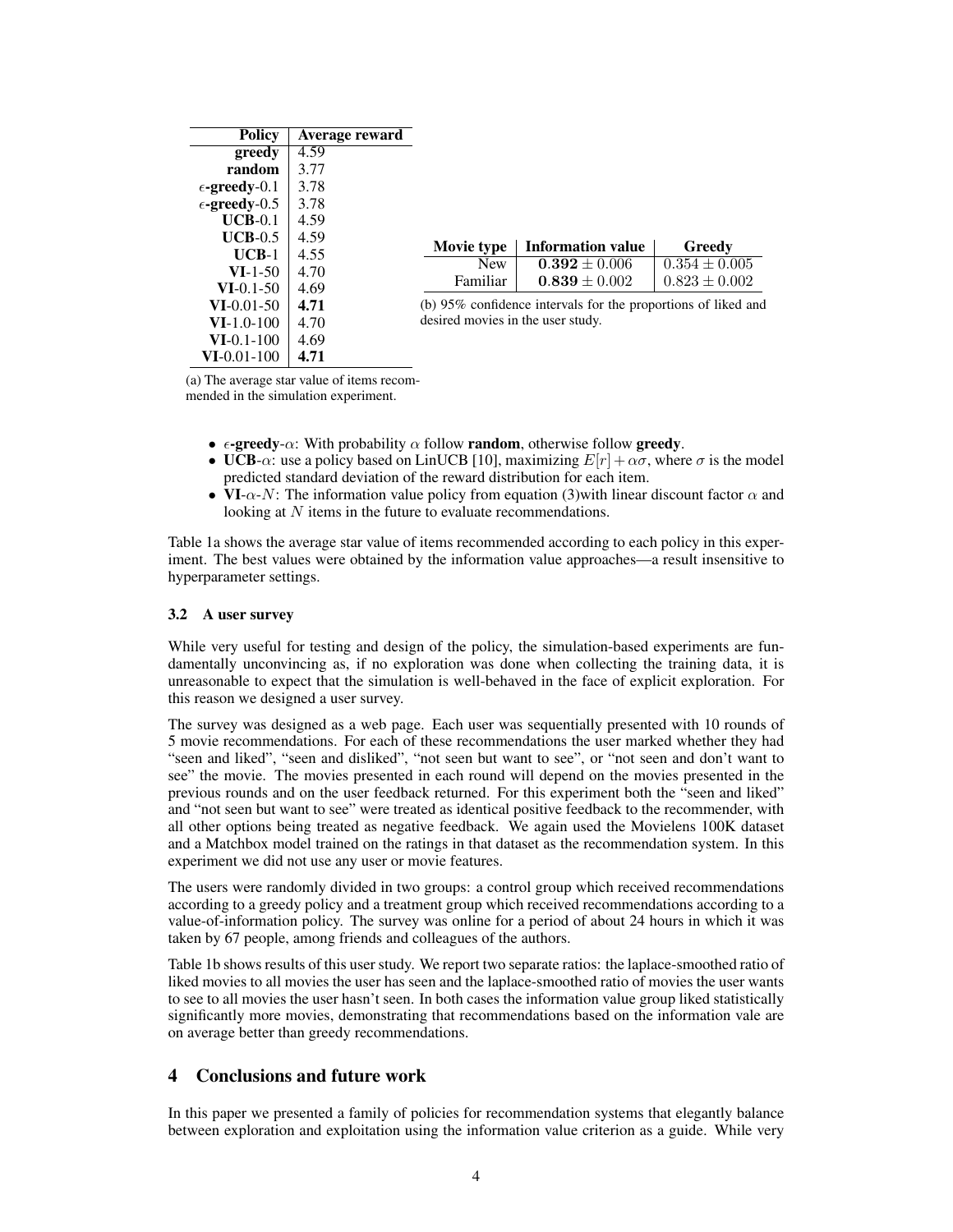| Policy | Average reward |
|---|---|
| **greedy** | 4.59 |
| **random** | 3.77 |
| $\epsilon$-**greedy**-0.1 | 3.78 |
| $\epsilon$-**greedy**-0.5 | 3.78 |
| **UCB**-0.1 | 4.59 |
| **UCB**-0.5 | 4.59 |
| **UCB**-1 | 4.55 |
| **VI**-1-50 | 4.70 |
| **VI**-0.1-50 | 4.69 |
| **VI**-0.01-50 | **4.71** |
| **VI**-1.0-100 | 4.70 |
| **VI**-0.1-100 | 4.69 |
| **VI**-0.01-100 | **4.71** |

(a) The average star value of items recommended in the simulation experiment.

| Movie type | Information value | Greedy |
|---|---|---|
| New | $\mathbf{0.392} \pm 0.006$ | $0.354 \pm 0.005$ |
| Familiar | $\mathbf{0.839} \pm 0.002$ | $0.823 \pm 0.002$ |

(b) 95% confidence intervals for the proportions of liked and desired movies in the user study.

- $\epsilon$-**greedy**-$\alpha$: With probability $\alpha$ follow **random**, otherwise follow **greedy**.
- **UCB**-$\alpha$: use a policy based on LinUCB [10], maximizing $E[r] + \alpha\sigma$, where $\sigma$ is the model predicted standard deviation of the reward distribution for each item.
- **VI**-$\alpha$-$N$: The information value policy from equation (3)with linear discount factor $\alpha$ and looking at $N$ items in the future to evaluate recommendations.

Table 1a shows the average star value of items recommended according to each policy in this experiment. The best values were obtained by the information value approaches—a result insensitive to hyperparameter settings.

### 3.2 A user survey

While very useful for testing and design of the policy, the simulation-based experiments are fundamentally unconvincing as, if no exploration was done when collecting the training data, it is unreasonable to expect that the simulation is well-behaved in the face of explicit exploration. For this reason we designed a user survey.

The survey was designed as a web page. Each user was sequentially presented with 10 rounds of 5 movie recommendations. For each of these recommendations the user marked whether they had "seen and liked", "seen and disliked", "not seen but want to see", or "not seen and don't want to see" the movie. The movies presented in each round will depend on the movies presented in the previous rounds and on the user feedback returned. For this experiment both the "seen and liked" and "not seen but want to see" were treated as identical positive feedback to the recommender, with all other options being treated as negative feedback. We again used the Movielens 100K dataset and a Matchbox model trained on the ratings in that dataset as the recommendation system. In this experiment we did not use any user or movie features.

The users were randomly divided in two groups: a control group which received recommendations according to a greedy policy and a treatment group which received recommendations according to a value-of-information policy. The survey was online for a period of about 24 hours in which it was taken by 67 people, among friends and colleagues of the authors.

Table 1b shows results of this user study. We report two separate ratios: the laplace-smoothed ratio of liked movies to all movies the user has seen and the laplace-smoothed ratio of movies the user wants to see to all movies the user hasn't seen. In both cases the information value group liked statistically significantly more movies, demonstrating that recommendations based on the information vale are on average better than greedy recommendations.

## 4 Conclusions and future work

In this paper we presented a family of policies for recommendation systems that elegantly balance between exploration and exploitation using the information value criterion as a guide. While very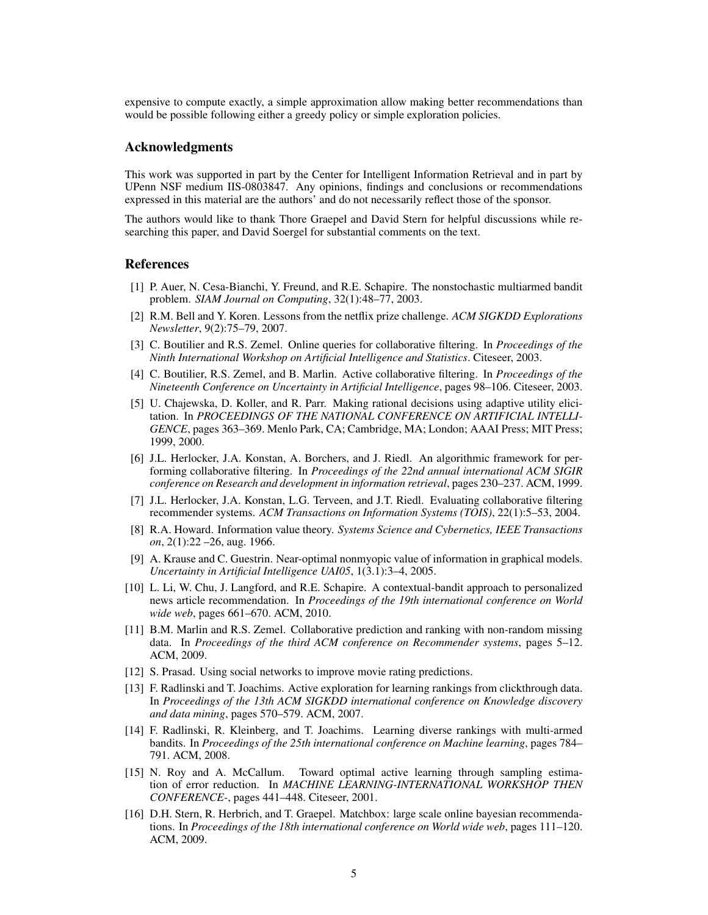expensive to compute exactly, a simple approximation allow making better recommendations than would be possible following either a greedy policy or simple exploration policies.

## Acknowledgments

This work was supported in part by the Center for Intelligent Information Retrieval and in part by UPenn NSF medium IIS-0803847. Any opinions, findings and conclusions or recommendations expressed in this material are the authors' and do not necessarily reflect those of the sponsor.

The authors would like to thank Thore Graepel and David Stern for helpful discussions while researching this paper, and David Soergel for substantial comments on the text.

## References

[1] P. Auer, N. Cesa-Bianchi, Y. Freund, and R.E. Schapire. The nonstochastic multiarmed bandit problem. *SIAM Journal on Computing*, 32(1):48–77, 2003.

[2] R.M. Bell and Y. Koren. Lessons from the netflix prize challenge. *ACM SIGKDD Explorations Newsletter*, 9(2):75–79, 2007.

[3] C. Boutilier and R.S. Zemel. Online queries for collaborative filtering. In *Proceedings of the Ninth International Workshop on Artificial Intelligence and Statistics*. Citeseer, 2003.

[4] C. Boutilier, R.S. Zemel, and B. Marlin. Active collaborative filtering. In *Proceedings of the Nineteenth Conference on Uncertainty in Artificial Intelligence*, pages 98–106. Citeseer, 2003.

[5] U. Chajewska, D. Koller, and R. Parr. Making rational decisions using adaptive utility elicitation. In *PROCEEDINGS OF THE NATIONAL CONFERENCE ON ARTIFICIAL INTELLIGENCE*, pages 363–369. Menlo Park, CA; Cambridge, MA; London; AAAI Press; MIT Press; 1999, 2000.

[6] J.L. Herlocker, J.A. Konstan, A. Borchers, and J. Riedl. An algorithmic framework for performing collaborative filtering. In *Proceedings of the 22nd annual international ACM SIGIR conference on Research and development in information retrieval*, pages 230–237. ACM, 1999.

[7] J.L. Herlocker, J.A. Konstan, L.G. Terveen, and J.T. Riedl. Evaluating collaborative filtering recommender systems. *ACM Transactions on Information Systems (TOIS)*, 22(1):5–53, 2004.

[8] R.A. Howard. Information value theory. *Systems Science and Cybernetics, IEEE Transactions on*, 2(1):22 –26, aug. 1966.

[9] A. Krause and C. Guestrin. Near-optimal nonmyopic value of information in graphical models. *Uncertainty in Artificial Intelligence UAI05*, 1(3.1):3–4, 2005.

[10] L. Li, W. Chu, J. Langford, and R.E. Schapire. A contextual-bandit approach to personalized news article recommendation. In *Proceedings of the 19th international conference on World wide web*, pages 661–670. ACM, 2010.

[11] B.M. Marlin and R.S. Zemel. Collaborative prediction and ranking with non-random missing data. In *Proceedings of the third ACM conference on Recommender systems*, pages 5–12. ACM, 2009.

[12] S. Prasad. Using social networks to improve movie rating predictions.

[13] F. Radlinski and T. Joachims. Active exploration for learning rankings from clickthrough data. In *Proceedings of the 13th ACM SIGKDD international conference on Knowledge discovery and data mining*, pages 570–579. ACM, 2007.

[14] F. Radlinski, R. Kleinberg, and T. Joachims. Learning diverse rankings with multi-armed bandits. In *Proceedings of the 25th international conference on Machine learning*, pages 784–791. ACM, 2008.

[15] N. Roy and A. McCallum. Toward optimal active learning through sampling estimation of error reduction. In *MACHINE LEARNING-INTERNATIONAL WORKSHOP THEN CONFERENCE-*, pages 441–448. Citeseer, 2001.

[16] D.H. Stern, R. Herbrich, and T. Graepel. Matchbox: large scale online bayesian recommendations. In *Proceedings of the 18th international conference on World wide web*, pages 111–120. ACM, 2009.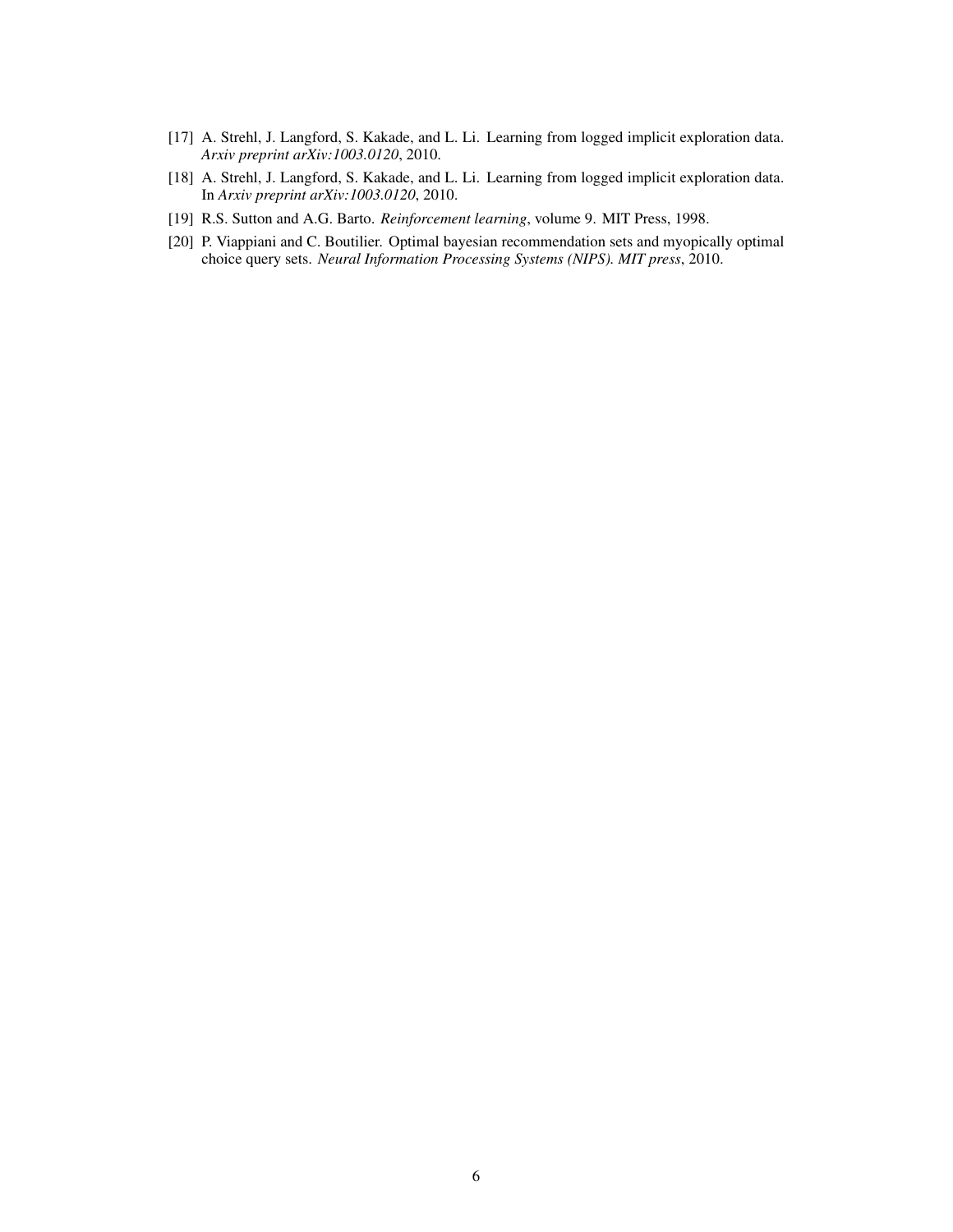[17] A. Strehl, J. Langford, S. Kakade, and L. Li. Learning from logged implicit exploration data. *Arxiv preprint arXiv:1003.0120*, 2010.

[18] A. Strehl, J. Langford, S. Kakade, and L. Li. Learning from logged implicit exploration data. In *Arxiv preprint arXiv:1003.0120*, 2010.

[19] R.S. Sutton and A.G. Barto. *Reinforcement learning*, volume 9. MIT Press, 1998.

[20] P. Viappiani and C. Boutilier. Optimal bayesian recommendation sets and myopically optimal choice query sets. *Neural Information Processing Systems (NIPS). MIT press*, 2010.